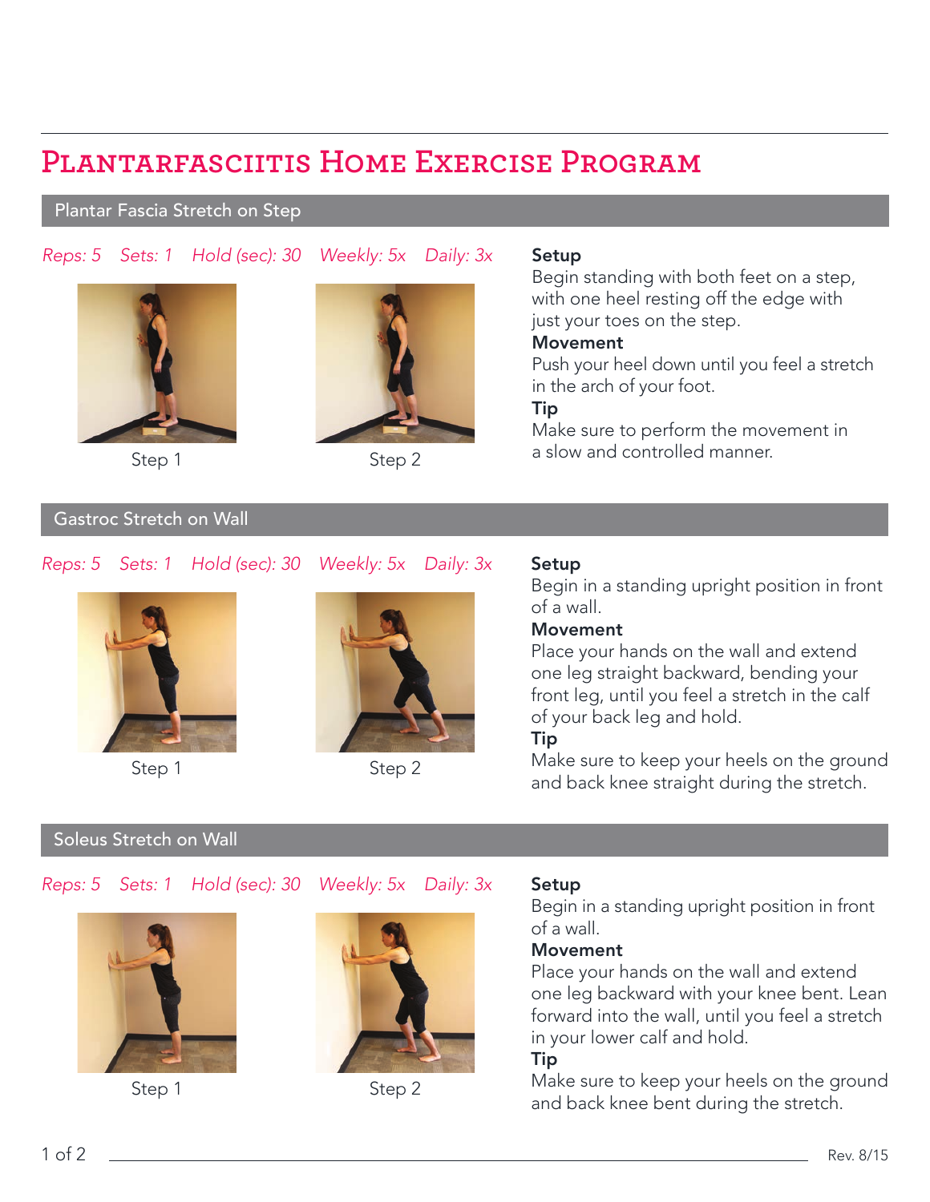# Plantarfasciitis Home Exercise Program

## Plantar Fascia Stretch on Step

*Reps: 5 Sets: 1 Hold (sec): 30 Weekly: 5x Daily: 3x*

Step 1

Step 2

**Setup**

Begin standing with both feet on a step, with one heel resting off the edge with just your toes on the step.

**Movement**

Push your heel down until you feel a stretch in the arch of your foot.

**Tip**

Make sure to perform the movement in a slow and controlled manner.

## Gastroc Stretch on Wall

*Reps: 5 Sets: 1 Hold (sec): 30 Weekly: 5x Daily: 3x*

Step 1

Step 2

**Setup**

Begin in a standing upright position in front of a wall.

**Movement**

Place your hands on the wall and extend one leg straight backward, bending your front leg, until you feel a stretch in the calf of your back leg and hold.

**Tip**

Make sure to keep your heels on the ground and back knee straight during the stretch.

## Soleus Stretch on Wall

*Reps: 5 Sets: 1 Hold (sec): 30 Weekly: 5x Daily: 3x*

Step 1

Step 2

**Setup**

Begin in a standing upright position in front of a wall.

**Movement**

Place your hands on the wall and extend one leg backward with your knee bent. Lean forward into the wall, until you feel a stretch in your lower calf and hold.

**Tip**

Make sure to keep your heels on the ground and back knee bent during the stretch.

Rev. 8/15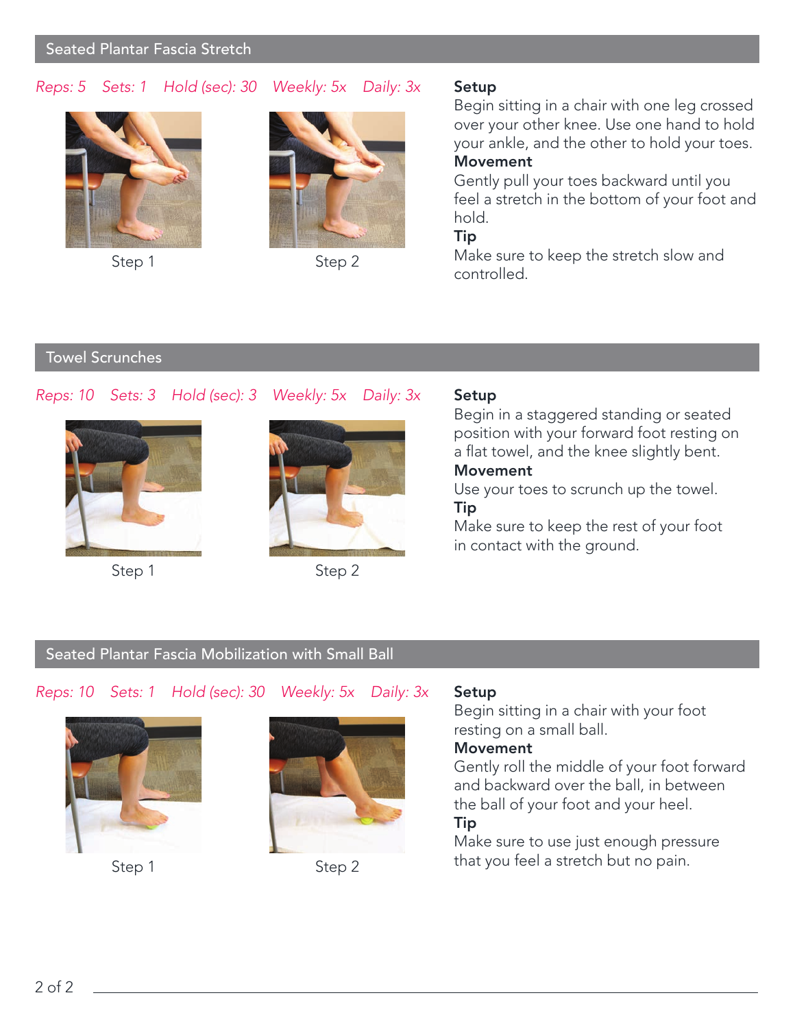## Seated Plantar Fascia Stretch

*Reps: 5 Sets: 1 Hold (sec): 30 Weekly: 5x Daily: 3x*

Step 1

Step 2

**Setup**
Begin sitting in a chair with one leg crossed over your other knee. Use one hand to hold your ankle, and the other to hold your toes.

**Movement**
Gently pull your toes backward until you feel a stretch in the bottom of your foot and hold.

**Tip**
Make sure to keep the stretch slow and controlled.

## Towel Scrunches

*Reps: 10 Sets: 3 Hold (sec): 3 Weekly: 5x Daily: 3x*

Step 1

Step 2

**Setup**
Begin in a staggered standing or seated position with your forward foot resting on a flat towel, and the knee slightly bent.

**Movement**
Use your toes to scrunch up the towel.

**Tip**
Make sure to keep the rest of your foot in contact with the ground.

## Seated Plantar Fascia Mobilization with Small Ball

*Reps: 10 Sets: 1 Hold (sec): 30 Weekly: 5x Daily: 3x*

Step 1

Step 2

**Setup**
Begin sitting in a chair with your foot resting on a small ball.

**Movement**
Gently roll the middle of your foot forward and backward over the ball, in between the ball of your foot and your heel.

**Tip**
Make sure to use just enough pressure that you feel a stretch but no pain.